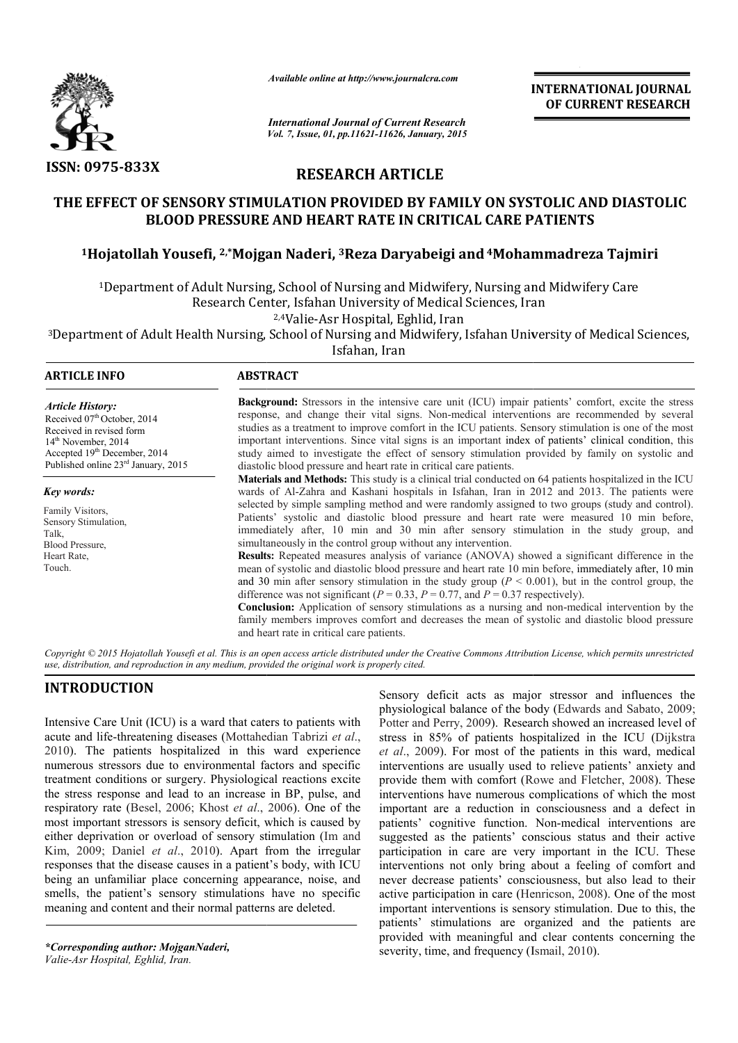ISSN: 0975-833X

*Available online at http://www.journalcra.com*

*International Journal of Current Research*
*Vol. 7, Issue, 01, pp.11621-11626, January, 2015*

**INTERNATIONAL JOURNAL OF CURRENT RESEARCH**

## RESEARCH ARTICLE

# THE EFFECT OF SENSORY STIMULATION PROVIDED BY FAMILY ON SYSTOLIC AND DIASTOLIC BLOOD PRESSURE AND HEART RATE IN CRITICAL CARE PATIENTS

**[1]Hojatollah Yousefi, [2,*]Mojgan Naderi, [3]Reza Daryabeigi and [4]Mohammadreza Tajmiri**

[1]Department of Adult Nursing, School of Nursing and Midwifery, Nursing and Midwifery Care Research Center, Isfahan University of Medical Sciences, Iran

[2,4]Valie-Asr Hospital, Eghlid, Iran

[3]Department of Adult Health Nursing, School of Nursing and Midwifery, Isfahan University of Medical Sciences, Isfahan, Iran

### ARTICLE INFO

*Article History:*
Received 07th October, 2014
Received in revised form
14th November, 2014
Accepted 19th December, 2014
Published online 23rd January, 2015

*Key words:*
Family Visitors,
Sensory Stimulation,
Talk,
Blood Pressure,
Heart Rate,
Touch.

### ABSTRACT

**Background:** Stressors in the intensive care unit (ICU) impair patients' comfort, excite the stress response, and change their vital signs. Non-medical interventions are recommended by several studies as a treatment to improve comfort in the ICU patients. Sensory stimulation is one of the most important interventions. Since vital signs is an important index of patients' clinical condition, this study aimed to investigate the effect of sensory stimulation provided by family on systolic and diastolic blood pressure and heart rate in critical care patients.

**Materials and Methods:** This study is a clinical trial conducted on 64 patients hospitalized in the ICU wards of Al-Zahra and Kashani hospitals in Isfahan, Iran in 2012 and 2013. The patients were selected by simple sampling method and were randomly assigned to two groups (study and control). Patients' systolic and diastolic blood pressure and heart rate were measured 10 min before, immediately after, 10 min and 30 min after sensory stimulation in the study group, and simultaneously in the control group without any intervention.

**Results:** Repeated measures analysis of variance (ANOVA) showed a significant difference in the mean of systolic and diastolic blood pressure and heart rate 10 min before, immediately after, 10 min and 30 min after sensory stimulation in the study group ($P < 0.001$), but in the control group, the difference was not significant ($P = 0.33$, $P = 0.77$, and $P = 0.37$ respectively).

**Conclusion:** Application of sensory stimulations as a nursing and non-medical intervention by the family members improves comfort and decreases the mean of systolic and diastolic blood pressure and heart rate in critical care patients.

*Copyright © 2015 Hojatollah Yousefi et al. This is an open access article distributed under the Creative Commons Attribution License, which permits unrestricted use, distribution, and reproduction in any medium, provided the original work is properly cited.*

## INTRODUCTION

Intensive Care Unit (ICU) is a ward that caters to patients with acute and life-threatening diseases (Mottahedian Tabrizi *et al*., 2010). The patients hospitalized in this ward experience numerous stressors due to environmental factors and specific treatment conditions or surgery. Physiological reactions excite the stress response and lead to an increase in BP, pulse, and respiratory rate (Besel, 2006; Khost *et al*., 2006). One of the most important stressors is sensory deficit, which is caused by either deprivation or overload of sensory stimulation (Im and Kim, 2009; Daniel *et al*., 2010). Apart from the irregular responses that the disease causes in a patient's body, with ICU being an unfamiliar place concerning appearance, noise, and smells, the patient's sensory stimulations have no specific meaning and content and their normal patterns are deleted.

Sensory deficit acts as major stressor and influences the physiological balance of the body (Edwards and Sabato, 2009; Potter and Perry, 2009). Research showed an increased level of stress in 85% of patients hospitalized in the ICU (Dijkstra *et al*., 2009). For most of the patients in this ward, medical interventions are usually used to relieve patients' anxiety and provide them with comfort (Rowe and Fletcher, 2008). These interventions have numerous complications of which the most important are a reduction in consciousness and a defect in patients' cognitive function. Non-medical interventions are suggested as the patients' conscious status and their active participation in care are very important in the ICU. These interventions not only bring about a feeling of comfort and never decrease patients' consciousness, but also lead to their active participation in care (Henricson, 2008). One of the most important interventions is sensory stimulation. Due to this, the patients' stimulations are organized and the patients are provided with meaningful and clear contents concerning the severity, time, and frequency (Ismail, 2010).

**\*Corresponding author: MojganNaderi,**
*Valie-Asr Hospital, Eghlid, Iran.*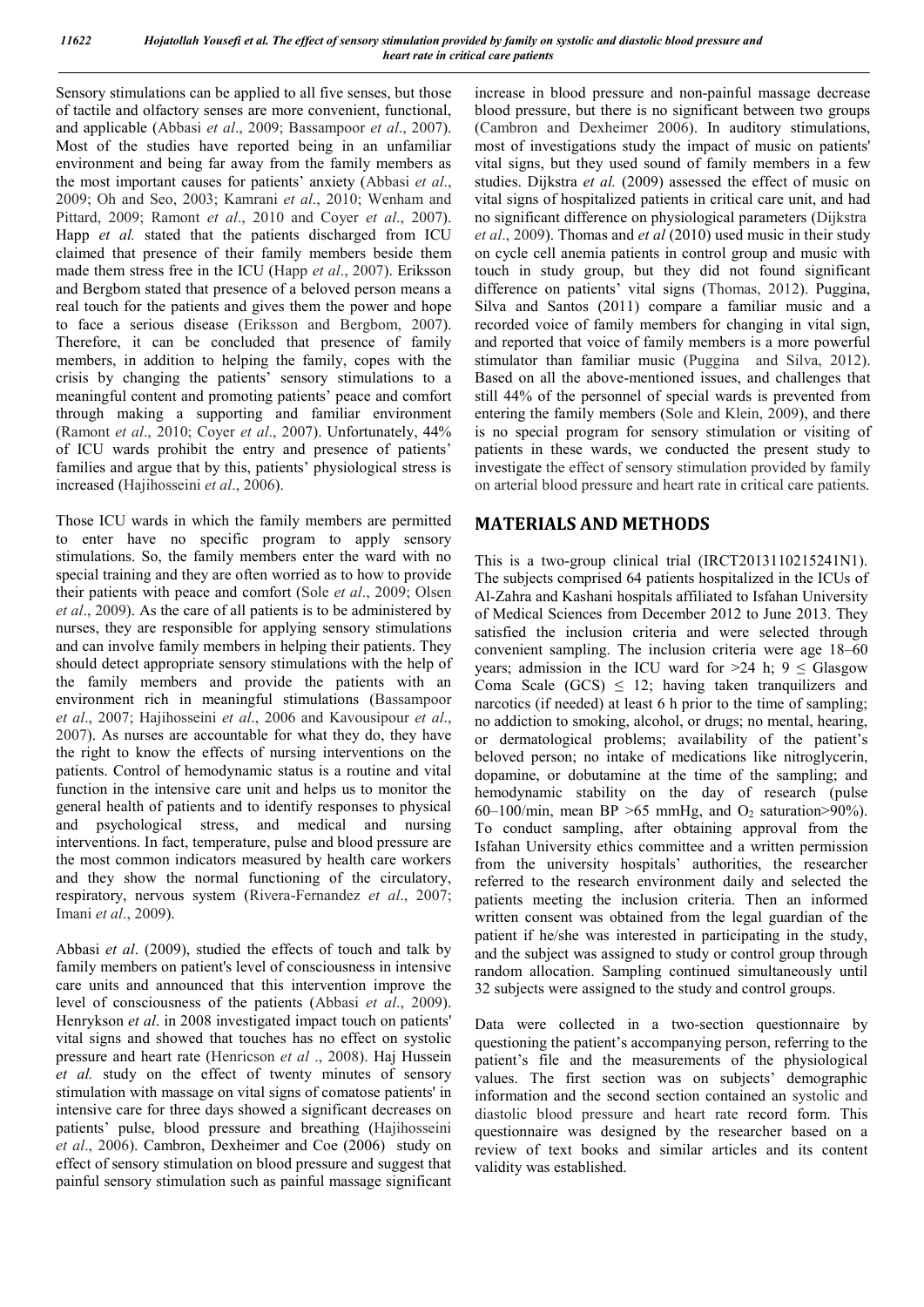Sensory stimulations can be applied to all five senses, but those of tactile and olfactory senses are more convenient, functional, and applicable (Abbasi *et al*., 2009; Bassampoor *et al*., 2007). Most of the studies have reported being in an unfamiliar environment and being far away from the family members as the most important causes for patients' anxiety (Abbasi *et al*., 2009; Oh and Seo, 2003; Kamrani *et al*., 2010; Wenham and Pittard, 2009; Ramont *et al*., 2010 and Coyer *et al*., 2007). Happ *et al.* stated that the patients discharged from ICU claimed that presence of their family members beside them made them stress free in the ICU (Happ *et al*., 2007). Eriksson and Bergbom stated that presence of a beloved person means a real touch for the patients and gives them the power and hope to face a serious disease (Eriksson and Bergbom, 2007). Therefore, it can be concluded that presence of family members, in addition to helping the family, copes with the crisis by changing the patients' sensory stimulations to a meaningful content and promoting patients' peace and comfort through making a supporting and familiar environment (Ramont *et al*., 2010; Coyer *et al*., 2007). Unfortunately, 44% of ICU wards prohibit the entry and presence of patients' families and argue that by this, patients' physiological stress is increased (Hajihosseini *et al*., 2006).

Those ICU wards in which the family members are permitted to enter have no specific program to apply sensory stimulations. So, the family members enter the ward with no special training and they are often worried as to how to provide their patients with peace and comfort (Sole *et al*., 2009; Olsen *et al*., 2009). As the care of all patients is to be administered by nurses, they are responsible for applying sensory stimulations and can involve family members in helping their patients. They should detect appropriate sensory stimulations with the help of the family members and provide the patients with an environment rich in meaningful stimulations (Bassampoor *et al*., 2007; Hajihosseini *et al*., 2006 and Kavousipour *et al*., 2007). As nurses are accountable for what they do, they have the right to know the effects of nursing interventions on the patients. Control of hemodynamic status is a routine and vital function in the intensive care unit and helps us to monitor the general health of patients and to identify responses to physical and psychological stress, and medical and nursing interventions. In fact, temperature, pulse and blood pressure are the most common indicators measured by health care workers and they show the normal functioning of the circulatory, respiratory, nervous system (Rivera-Fernandez *et al*., 2007; Imani *et al*., 2009).

Abbasi *et al*. (2009), studied the effects of touch and talk by family members on patient's level of consciousness in intensive care units and announced that this intervention improve the level of consciousness of the patients (Abbasi *et al*., 2009). Henrykson *et al*. in 2008 investigated impact touch on patients' vital signs and showed that touches has no effect on systolic pressure and heart rate (Henricson *et al* ., 2008). Haj Hussein *et al.* study on the effect of twenty minutes of sensory stimulation with massage on vital signs of comatose patients' in intensive care for three days showed a significant decreases on patients' pulse, blood pressure and breathing (Hajihosseini *et al*., 2006). Cambron, Dexheimer and Coe (2006) study on effect of sensory stimulation on blood pressure and suggest that painful sensory stimulation such as painful massage significant increase in blood pressure and non-painful massage decrease blood pressure, but there is no significant between two groups (Cambron and Dexheimer 2006). In auditory stimulations, most of investigations study the impact of music on patients' vital signs, but they used sound of family members in a few studies. Dijkstra *et al.* (2009) assessed the effect of music on vital signs of hospitalized patients in critical care unit, and had no significant difference on physiological parameters (Dijkstra *et al*., 2009). Thomas and *et al* (2010) used music in their study on cycle cell anemia patients in control group and music with touch in study group, but they did not found significant difference on patients' vital signs (Thomas, 2012). Puggina, Silva and Santos (2011) compare a familiar music and a recorded voice of family members for changing in vital sign, and reported that voice of family members is a more powerful stimulator than familiar music (Puggina and Silva, 2012). Based on all the above-mentioned issues, and challenges that still 44% of the personnel of special wards is prevented from entering the family members (Sole and Klein, 2009), and there is no special program for sensory stimulation or visiting of patients in these wards, we conducted the present study to investigate the effect of sensory stimulation provided by family on arterial blood pressure and heart rate in critical care patients.

## MATERIALS AND METHODS

This is a two-group clinical trial (IRCT2013110215241N1). The subjects comprised 64 patients hospitalized in the ICUs of Al-Zahra and Kashani hospitals affiliated to Isfahan University of Medical Sciences from December 2012 to June 2013. They satisfied the inclusion criteria and were selected through convenient sampling. The inclusion criteria were age 18–60 years; admission in the ICU ward for >24 h; $9 \leq$ Glasgow Coma Scale (GCS) $\leq 12$; having taken tranquilizers and narcotics (if needed) at least 6 h prior to the time of sampling; no addiction to smoking, alcohol, or drugs; no mental, hearing, or dermatological problems; availability of the patient's beloved person; no intake of medications like nitroglycerin, dopamine, or dobutamine at the time of the sampling; and hemodynamic stability on the day of research (pulse 60–100/min, mean BP >65 mmHg, and $O_2$ saturation>90%). To conduct sampling, after obtaining approval from the Isfahan University ethics committee and a written permission from the university hospitals' authorities, the researcher referred to the research environment daily and selected the patients meeting the inclusion criteria. Then an informed written consent was obtained from the legal guardian of the patient if he/she was interested in participating in the study, and the subject was assigned to study or control group through random allocation. Sampling continued simultaneously until 32 subjects were assigned to the study and control groups.

Data were collected in a two-section questionnaire by questioning the patient's accompanying person, referring to the patient's file and the measurements of the physiological values. The first section was on subjects' demographic information and the second section contained an systolic and diastolic blood pressure and heart rate record form. This questionnaire was designed by the researcher based on a review of text books and similar articles and its content validity was established.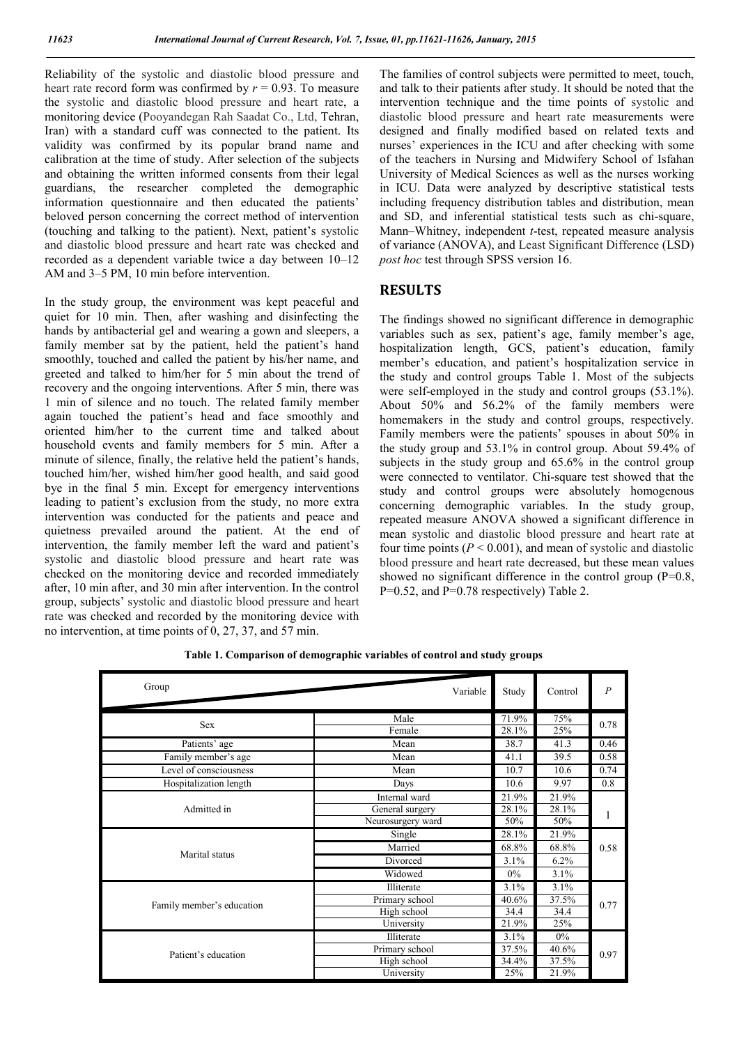Reliability of the systolic and diastolic blood pressure and heart rate record form was confirmed by $r = 0.93$. To measure the systolic and diastolic blood pressure and heart rate, a monitoring device (Pooyandegan Rah Saadat Co., Ltd, Tehran, Iran) with a standard cuff was connected to the patient. Its validity was confirmed by its popular brand name and calibration at the time of study. After selection of the subjects and obtaining the written informed consents from their legal guardians, the researcher completed the demographic information questionnaire and then educated the patients' beloved person concerning the correct method of intervention (touching and talking to the patient). Next, patient's systolic and diastolic blood pressure and heart rate was checked and recorded as a dependent variable twice a day between 10–12 AM and 3–5 PM, 10 min before intervention.

In the study group, the environment was kept peaceful and quiet for 10 min. Then, after washing and disinfecting the hands by antibacterial gel and wearing a gown and sleepers, a family member sat by the patient, held the patient's hand smoothly, touched and called the patient by his/her name, and greeted and talked to him/her for 5 min about the trend of recovery and the ongoing interventions. After 5 min, there was 1 min of silence and no touch. The related family member again touched the patient's head and face smoothly and oriented him/her to the current time and talked about household events and family members for 5 min. After a minute of silence, finally, the relative held the patient's hands, touched him/her, wished him/her good health, and said good bye in the final 5 min. Except for emergency interventions leading to patient's exclusion from the study, no more extra intervention was conducted for the patients and peace and quietness prevailed around the patient. At the end of intervention, the family member left the ward and patient's systolic and diastolic blood pressure and heart rate was checked on the monitoring device and recorded immediately after, 10 min after, and 30 min after intervention. In the control group, subjects' systolic and diastolic blood pressure and heart rate was checked and recorded by the monitoring device with no intervention, at time points of 0, 27, 37, and 57 min.

The families of control subjects were permitted to meet, touch, and talk to their patients after study. It should be noted that the intervention technique and the time points of systolic and diastolic blood pressure and heart rate measurements were designed and finally modified based on related texts and nurses' experiences in the ICU and after checking with some of the teachers in Nursing and Midwifery School of Isfahan University of Medical Sciences as well as the nurses working in ICU. Data were analyzed by descriptive statistical tests including frequency distribution tables and distribution, mean and SD, and inferential statistical tests such as chi-square, Mann–Whitney, independent *t*-test, repeated measure analysis of variance (ANOVA), and Least Significant Difference (LSD) *post hoc* test through SPSS version 16.

## RESULTS

The findings showed no significant difference in demographic variables such as sex, patient's age, family member's age, hospitalization length, GCS, patient's education, family member's education, and patient's hospitalization service in the study and control groups Table 1. Most of the subjects were self-employed in the study and control groups (53.1%). About 50% and 56.2% of the family members were homemakers in the study and control groups, respectively. Family members were the patients' spouses in about 50% in the study group and 53.1% in control group. About 59.4% of subjects in the study group and 65.6% in the control group were connected to ventilator. Chi-square test showed that the study and control groups were absolutely homogenous concerning demographic variables. In the study group, repeated measure ANOVA showed a significant difference in mean systolic and diastolic blood pressure and heart rate at four time points ($P < 0.001$), and mean of systolic and diastolic blood pressure and heart rate decreased, but these mean values showed no significant difference in the control group (P=0.8, P=0.52, and P=0.78 respectively) Table 2.

**Table 1. Comparison of demographic variables of control and study groups**

| Group \ Variable | | Study | Control | *P* |
|---|---|---|---|---|
| Sex | Male | 71.9% | 75% | 0.78 |
| | Female | 28.1% | 25% | |
| Patients' age | Mean | 38.7 | 41.3 | 0.46 |
| Family member's age | Mean | 41.1 | 39.5 | 0.58 |
| Level of consciousness | Mean | 10.7 | 10.6 | 0.74 |
| Hospitalization length | Days | 10.6 | 9.97 | 0.8 |
| Admitted in | Internal ward | 21.9% | 21.9% | 1 |
| | General surgery | 28.1% | 28.1% | |
| | Neurosurgery ward | 50% | 50% | |
| Marital status | Single | 28.1% | 21.9% | 0.58 |
| | Married | 68.8% | 68.8% | |
| | Divorced | 3.1% | 6.2% | |
| | Widowed | 0% | 3.1% | |
| Family member's education | Illiterate | 3.1% | 3.1% | 0.77 |
| | Primary school | 40.6% | 37.5% | |
| | High school | 34.4 | 34.4 | |
| | University | 21.9% | 25% | |
| Patient's education | Illiterate | 3.1% | 0% | 0.97 |
| | Primary school | 37.5% | 40.6% | |
| | High school | 34.4% | 37.5% | |
| | University | 25% | 21.9% | |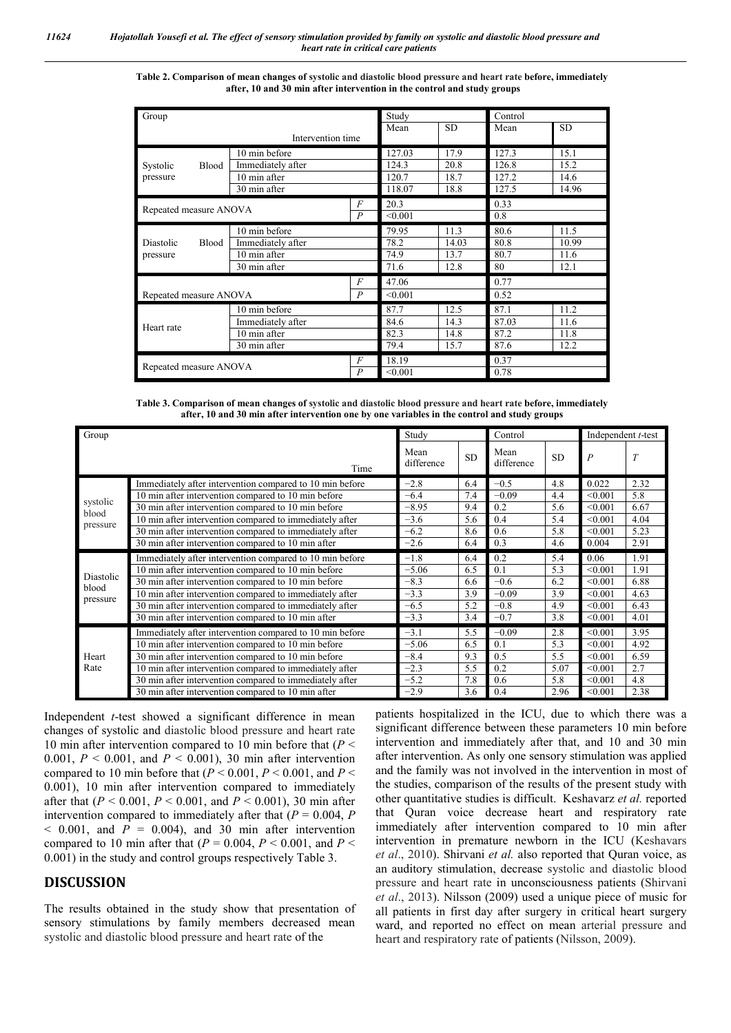**Table 2. Comparison of mean changes of systolic and diastolic blood pressure and heart rate before, immediately after, 10 and 30 min after intervention in the control and study groups**

| Group | | | Study | | Control | |
|---|---|---|---|---|---|---|
| | Intervention time | | Mean | SD | Mean | SD |
| Systolic Blood pressure | 10 min before | | 127.03 | 17.9 | 127.3 | 15.1 |
| | Immediately after | | 124.3 | 20.8 | 126.8 | 15.2 |
| | 10 min after | | 120.7 | 18.7 | 127.2 | 14.6 |
| | 30 min after | | 118.07 | 18.8 | 127.5 | 14.96 |
| Repeated measure ANOVA | | $F$ | 20.3 | | 0.33 | |
| | | $P$ | <0.001 | | 0.8 | |
| Diastolic Blood pressure | 10 min before | | 79.95 | 11.3 | 80.6 | 11.5 |
| | Immediately after | | 78.2 | 14.03 | 80.8 | 10.99 |
| | 10 min after | | 74.9 | 13.7 | 80.7 | 11.6 |
| | 30 min after | | 71.6 | 12.8 | 80 | 12.1 |
| Repeated measure ANOVA | | $F$ | 47.06 | | 0.77 | |
| | | $P$ | <0.001 | | 0.52 | |
| Heart rate | 10 min before | | 87.7 | 12.5 | 87.1 | 11.2 |
| | Immediately after | | 84.6 | 14.3 | 87.03 | 11.6 |
| | 10 min after | | 82.3 | 14.8 | 87.2 | 11.8 |
| | 30 min after | | 79.4 | 15.7 | 87.6 | 12.2 |
| Repeated measure ANOVA | | $F$ | 18.19 | | 0.37 | |
| | | $P$ | <0.001 | | 0.78 | |

**Table 3. Comparison of mean changes of systolic and diastolic blood pressure and heart rate before, immediately after, 10 and 30 min after intervention one by one variables in the control and study groups**

| Group | | Study | | Control | | Independent *t*-test | |
|---|---|---|---|---|---|---|---|
| | Time | Mean difference | SD | Mean difference | SD | $P$ | $T$ |
| systolic blood pressure | Immediately after intervention compared to 10 min before | −2.8 | 6.4 | −0.5 | 4.8 | 0.022 | 2.32 |
| | 10 min after intervention compared to 10 min before | −6.4 | 7.4 | −0.09 | 4.4 | <0.001 | 5.8 |
| | 30 min after intervention compared to 10 min before | −8.95 | 9.4 | 0.2 | 5.6 | <0.001 | 6.67 |
| | 10 min after intervention compared to immediately after | −3.6 | 5.6 | 0.4 | 5.4 | <0.001 | 4.04 |
| | 30 min after intervention compared to immediately after | −6.2 | 8.6 | 0.6 | 5.8 | <0.001 | 5.23 |
| | 30 min after intervention compared to 10 min after | −2.6 | 6.4 | 0.3 | 4.6 | 0.004 | 2.91 |
| Diastolic blood pressure | Immediately after intervention compared to 10 min before | −1.8 | 6.4 | 0.2 | 5.4 | 0.06 | 1.91 |
| | 10 min after intervention compared to 10 min before | −5.06 | 6.5 | 0.1 | 5.3 | <0.001 | 1.91 |
| | 30 min after intervention compared to 10 min before | −8.3 | 6.6 | −0.6 | 6.2 | <0.001 | 6.88 |
| | 10 min after intervention compared to immediately after | −3.3 | 3.9 | −0.09 | 3.9 | <0.001 | 4.63 |
| | 30 min after intervention compared to immediately after | −6.5 | 5.2 | −0.8 | 4.9 | <0.001 | 6.43 |
| | 30 min after intervention compared to 10 min after | −3.3 | 3.4 | −0.7 | 3.8 | <0.001 | 4.01 |
| Heart Rate | Immediately after intervention compared to 10 min before | −3.1 | 5.5 | −0.09 | 2.8 | <0.001 | 3.95 |
| | 10 min after intervention compared to 10 min before | −5.06 | 6.5 | 0.1 | 5.3 | <0.001 | 4.92 |
| | 30 min after intervention compared to 10 min before | −8.4 | 9.3 | 0.5 | 5.5 | <0.001 | 6.59 |
| | 10 min after intervention compared to immediately after | −2.3 | 5.5 | 0.2 | 5.07 | <0.001 | 2.7 |
| | 30 min after intervention compared to immediately after | −5.2 | 7.8 | 0.6 | 5.8 | <0.001 | 4.8 |
| | 30 min after intervention compared to 10 min after | −2.9 | 3.6 | 0.4 | 2.96 | <0.001 | 2.38 |

Independent *t*-test showed a significant difference in mean changes of systolic and diastolic blood pressure and heart rate 10 min after intervention compared to 10 min before that ($P < 0.001$, $P < 0.001$, and $P < 0.001$), 30 min after intervention compared to 10 min before that ($P < 0.001$, $P < 0.001$, and $P < 0.001$), 10 min after intervention compared to immediately after that ($P < 0.001$, $P < 0.001$, and $P < 0.001$), 30 min after intervention compared to immediately after that ($P = 0.004$, $P < 0.001$, and $P = 0.004$), and 30 min after intervention compared to 10 min after that ($P = 0.004$, $P < 0.001$, and $P < 0.001$) in the study and control groups respectively Table 3.

## DISCUSSION

The results obtained in the study show that presentation of sensory stimulations by family members decreased mean systolic and diastolic blood pressure and heart rate of the patients hospitalized in the ICU, due to which there was a significant difference between these parameters 10 min before intervention and immediately after that, and 10 and 30 min after intervention. As only one sensory stimulation was applied and the family was not involved in the intervention in most of the studies, comparison of the results of the present study with other quantitative studies is difficult. Keshavarz *et al.* reported that Quran voice decrease heart and respiratory rate immediately after intervention compared to 10 min after intervention in premature newborn in the ICU (Keshavars *et al*., 2010). Shirvani *et al.* also reported that Quran voice, as an auditory stimulation, decrease systolic and diastolic blood pressure and heart rate in unconsciousness patients (Shirvani *et al*., 2013). Nilsson (2009) used a unique piece of music for all patients in first day after surgery in critical heart surgery ward, and reported no effect on mean arterial pressure and heart and respiratory rate of patients (Nilsson, 2009).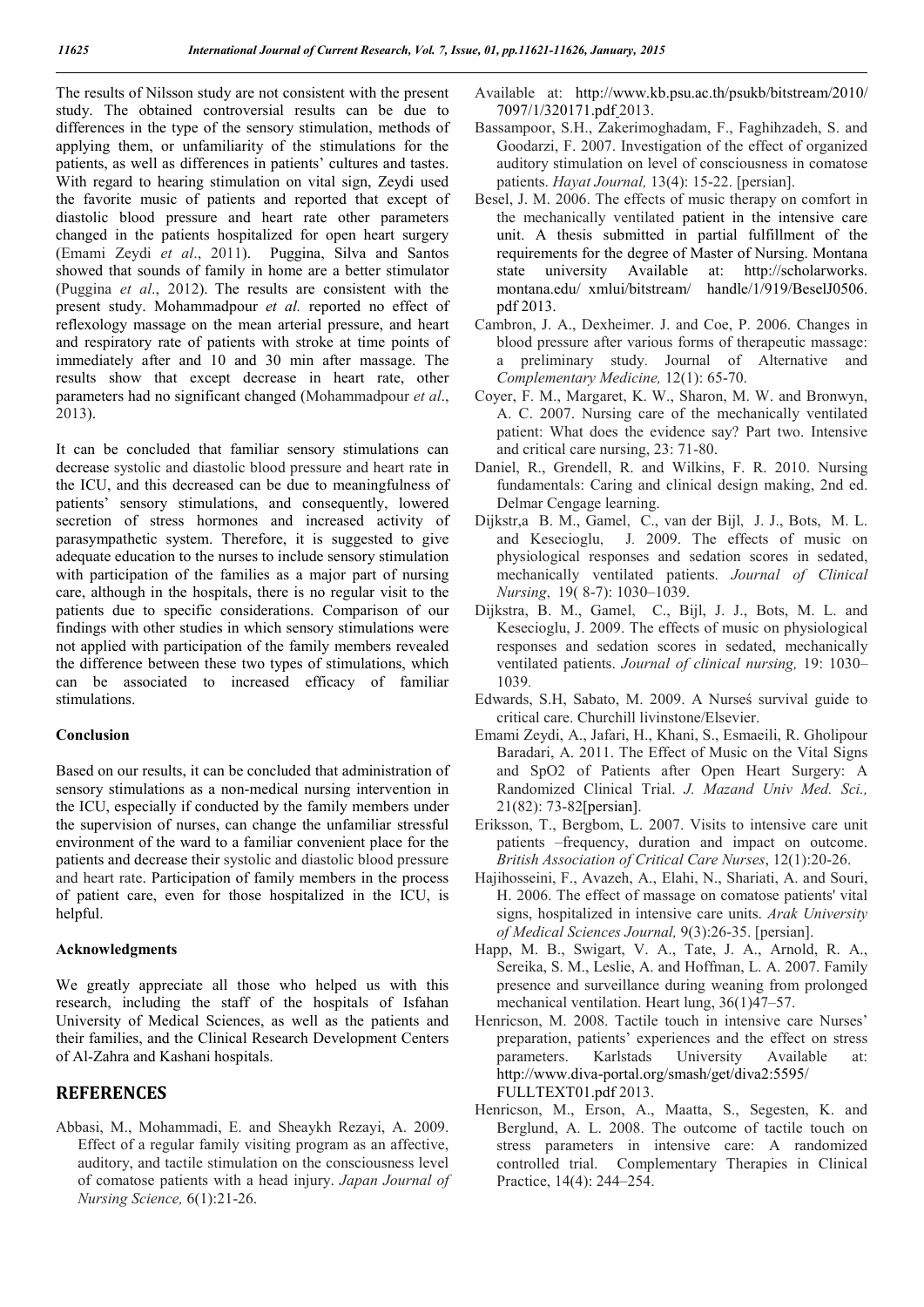The results of Nilsson study are not consistent with the present study. The obtained controversial results can be due to differences in the type of the sensory stimulation, methods of applying them, or unfamiliarity of the stimulations for the patients, as well as differences in patients' cultures and tastes. With regard to hearing stimulation on vital sign, Zeydi used the favorite music of patients and reported that except of diastolic blood pressure and heart rate other parameters changed in the patients hospitalized for open heart surgery (Emami Zeydi *et al*., 2011). Puggina, Silva and Santos showed that sounds of family in home are a better stimulator (Puggina *et al*., 2012). The results are consistent with the present study. Mohammadpour *et al.* reported no effect of reflexology massage on the mean arterial pressure, and heart and respiratory rate of patients with stroke at time points of immediately after and 10 and 30 min after massage. The results show that except decrease in heart rate, other parameters had no significant changed (Mohammadpour *et al*., 2013).

It can be concluded that familiar sensory stimulations can decrease systolic and diastolic blood pressure and heart rate in the ICU, and this decreased can be due to meaningfulness of patients' sensory stimulations, and consequently, lowered secretion of stress hormones and increased activity of parasympathetic system. Therefore, it is suggested to give adequate education to the nurses to include sensory stimulation with participation of the families as a major part of nursing care, although in the hospitals, there is no regular visit to the patients due to specific considerations. Comparison of our findings with other studies in which sensory stimulations were not applied with participation of the family members revealed the difference between these two types of stimulations, which can be associated to increased efficacy of familiar stimulations.

**Conclusion**

Based on our results, it can be concluded that administration of sensory stimulations as a non-medical nursing intervention in the ICU, especially if conducted by the family members under the supervision of nurses, can change the unfamiliar stressful environment of the ward to a familiar convenient place for the patients and decrease their systolic and diastolic blood pressure and heart rate. Participation of family members in the process of patient care, even for those hospitalized in the ICU, is helpful.

**Acknowledgments**

We greatly appreciate all those who helped us with this research, including the staff of the hospitals of Isfahan University of Medical Sciences, as well as the patients and their families, and the Clinical Research Development Centers of Al-Zahra and Kashani hospitals.

## REFERENCES

Abbasi, M., Mohammadi, E. and Sheaykh Rezayi, A. 2009. Effect of a regular family visiting program as an affective, auditory, and tactile stimulation on the consciousness level of comatose patients with a head injury. *Japan Journal of Nursing Science,* 6(1):21-26.

Available at: http://www.kb.psu.ac.th/psukb/bitstream/2010/7097/1/320171.pdf 2013.

Bassampoor, S.H., Zakerimoghadam, F., Faghihzadeh, S. and Goodarzi, F. 2007. Investigation of the effect of organized auditory stimulation on level of consciousness in comatose patients. *Hayat Journal,* 13(4): 15-22. [persian].

Besel, J. M. 2006. The effects of music therapy on comfort in the mechanically ventilated patient in the intensive care unit. A thesis submitted in partial fulfillment of the requirements for the degree of Master of Nursing. Montana state university Available at: http://scholarworks.montana.edu/ xmlui/bitstream/ handle/1/919/BeselJ0506.pdf 2013.

Cambron, J. A., Dexheimer. J. and Coe, P. 2006. Changes in blood pressure after various forms of therapeutic massage: a preliminary study. Journal of Alternative and *Complementary Medicine,* 12(1): 65-70.

Coyer, F. M., Margaret, K. W., Sharon, M. W. and Bronwyn, A. C. 2007. Nursing care of the mechanically ventilated patient: What does the evidence say? Part two. Intensive and critical care nursing, 23: 71-80.

Daniel, R., Grendell, R. and Wilkins, F. R. 2010. Nursing fundamentals: Caring and clinical design making, 2nd ed. Delmar Cengage learning.

Dijkstr,a B. M., Gamel, C., van der Bijl, J. J., Bots, M. L. and Kesecioglu, J. 2009. The effects of music on physiological responses and sedation scores in sedated, mechanically ventilated patients. *Journal of Clinical Nursing*, 19( 8-7): 1030–1039.

Dijkstra, B. M., Gamel, C., Bijl, J. J., Bots, M. L. and Kesecioglu, J. 2009. The effects of music on physiological responses and sedation scores in sedated, mechanically ventilated patients. *Journal of clinical nursing,* 19: 1030–1039.

Edwards, S.H, Sabato, M. 2009. A Nurseś survival guide to critical care. Churchill livinstone/Elsevier.

Emami Zeydi, A., Jafari, H., Khani, S., Esmaeili, R. Gholipour Baradari, A. 2011. The Effect of Music on the Vital Signs and SpO2 of Patients after Open Heart Surgery: A Randomized Clinical Trial. *J. Mazand Univ Med. Sci.,* 21(82): 73-82[persian].

Eriksson, T., Bergbom, L. 2007. Visits to intensive care unit patients –frequency, duration and impact on outcome. *British Association of Critical Care Nurses*, 12(1):20-26.

Hajihosseini, F., Avazeh, A., Elahi, N., Shariati, A. and Souri, H. 2006. The effect of massage on comatose patients' vital signs, hospitalized in intensive care units. *Arak University of Medical Sciences Journal,* 9(3):26-35. [persian].

Happ, M. B., Swigart, V. A., Tate, J. A., Arnold, R. A., Sereika, S. M., Leslie, A. and Hoffman, L. A. 2007. Family presence and surveillance during weaning from prolonged mechanical ventilation. Heart lung, 36(1)47–57.

Henricson, M. 2008. Tactile touch in intensive care Nurses' preparation, patients' experiences and the effect on stress parameters. Karlstads University Available at: http://www.diva-portal.org/smash/get/diva2:5595/FULLTEXT01.pdf 2013.

Henricson, M., Erson, A., Maatta, S., Segesten, K. and Berglund, A. L. 2008. The outcome of tactile touch on stress parameters in intensive care: A randomized controlled trial. Complementary Therapies in Clinical Practice, 14(4): 244–254.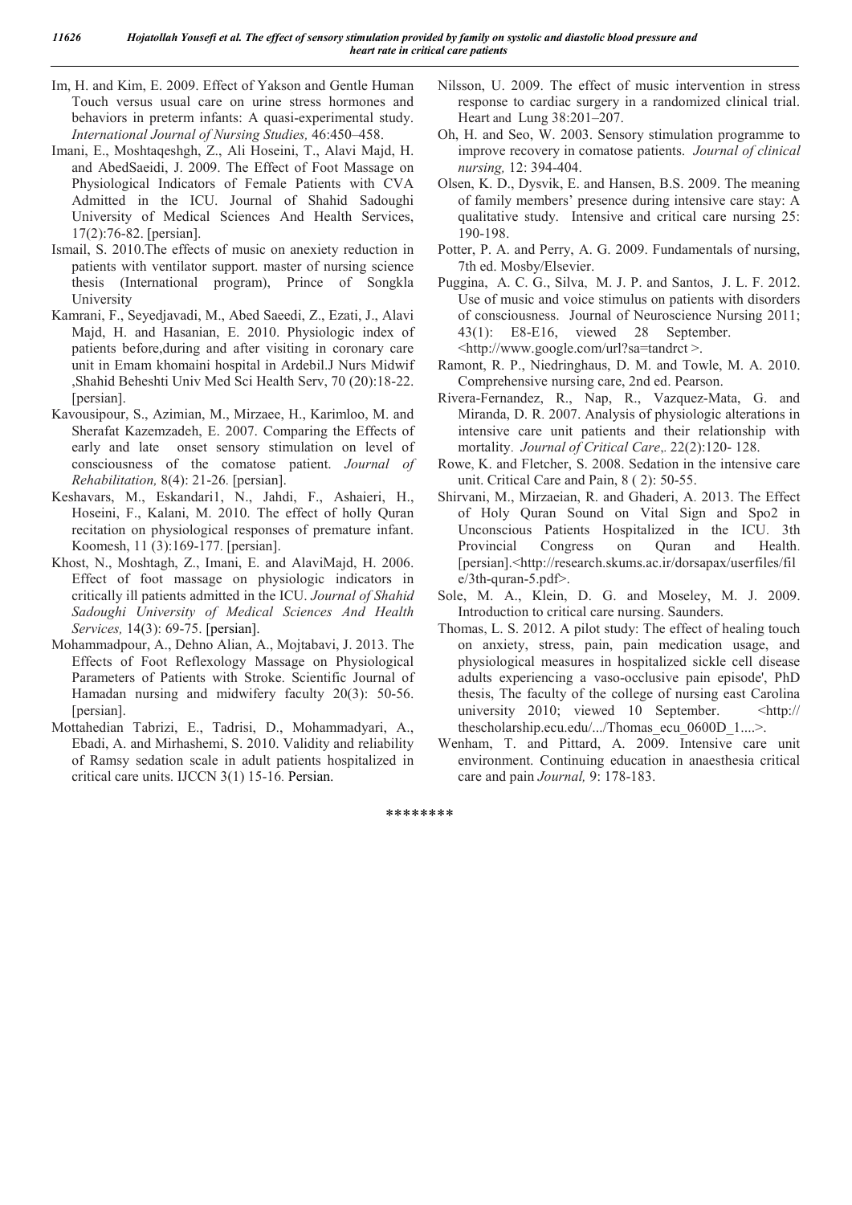Im, H. and Kim, E. 2009. Effect of Yakson and Gentle Human Touch versus usual care on urine stress hormones and behaviors in preterm infants: A quasi-experimental study. *International Journal of Nursing Studies,* 46:450–458.

Imani, E., Moshtaqeshgh, Z., Ali Hoseini, T., Alavi Majd, H. and AbedSaeidi, J. 2009. The Effect of Foot Massage on Physiological Indicators of Female Patients with CVA Admitted in the ICU. Journal of Shahid Sadoughi University of Medical Sciences And Health Services, 17(2):76-82. [persian].

Ismail, S. 2010.The effects of music on anexiety reduction in patients with ventilator support. master of nursing science thesis (International program), Prince of Songkla University

Kamrani, F., Seyedjavadi, M., Abed Saeedi, Z., Ezati, J., Alavi Majd, H. and Hasanian, E. 2010. Physiologic index of patients before,during and after visiting in coronary care unit in Emam khomaini hospital in Ardebil.J Nurs Midwif ,Shahid Beheshti Univ Med Sci Health Serv, 70 (20):18-22. [persian].

Kavousipour, S., Azimian, M., Mirzaee, H., Karimloo, M. and Sherafat Kazemzadeh, E. 2007. Comparing the Effects of early and late onset sensory stimulation on level of consciousness of the comatose patient. *Journal of Rehabilitation,* 8(4): 21-26. [persian].

Keshavars, M., Eskandari1, N., Jahdi, F., Ashaieri, H., Hoseini, F., Kalani, M. 2010. The effect of holly Quran recitation on physiological responses of premature infant. Koomesh, 11 (3):169-177. [persian].

Khost, N., Moshtagh, Z., Imani, E. and AlaviMajd, H. 2006. Effect of foot massage on physiologic indicators in critically ill patients admitted in the ICU. *Journal of Shahid Sadoughi University of Medical Sciences And Health Services,* 14(3): 69-75. [persian].

Mohammadpour, A., Dehno Alian, A., Mojtabavi, J. 2013. The Effects of Foot Reflexology Massage on Physiological Parameters of Patients with Stroke. Scientific Journal of Hamadan nursing and midwifery faculty 20(3): 50-56. [persian].

Mottahedian Tabrizi, E., Tadrisi, D., Mohammadyari, A., Ebadi, A. and Mirhashemi, S. 2010. Validity and reliability of Ramsy sedation scale in adult patients hospitalized in critical care units. IJCCN 3(1) 15-16. Persian.

Nilsson, U. 2009. The effect of music intervention in stress response to cardiac surgery in a randomized clinical trial. Heart and Lung 38:201–207.

Oh, H. and Seo, W. 2003. Sensory stimulation programme to improve recovery in comatose patients. *Journal of clinical nursing,* 12: 394-404.

Olsen, K. D., Dysvik, E. and Hansen, B.S. 2009. The meaning of family members' presence during intensive care stay: A qualitative study. Intensive and critical care nursing 25: 190-198.

Potter, P. A. and Perry, A. G. 2009. Fundamentals of nursing, 7th ed. Mosby/Elsevier.

Puggina, A. C. G., Silva, M. J. P. and Santos, J. L. F. 2012. Use of music and voice stimulus on patients with disorders of consciousness. Journal of Neuroscience Nursing 2011; 43(1): E8-E16, viewed 28 September. <http://www.google.com/url?sa=tandrct >.

Ramont, R. P., Niedringhaus, D. M. and Towle, M. A. 2010. Comprehensive nursing care, 2nd ed. Pearson.

Rivera-Fernandez, R., Nap, R., Vazquez-Mata, G. and Miranda, D. R. 2007. Analysis of physiologic alterations in intensive care unit patients and their relationship with mortality. *Journal of Critical Care*,. 22(2):120- 128.

Rowe, K. and Fletcher, S. 2008. Sedation in the intensive care unit. Critical Care and Pain, 8 ( 2): 50-55.

Shirvani, M., Mirzaeian, R. and Ghaderi, A. 2013. The Effect of Holy Quran Sound on Vital Sign and Spo2 in Unconscious Patients Hospitalized in the ICU. 3th Provincial Congress on Quran and Health. [persian].<http://research.skums.ac.ir/dorsapax/userfiles/file/3th-quran-5.pdf>.

Sole, M. A., Klein, D. G. and Moseley, M. J. 2009. Introduction to critical care nursing. Saunders.

Thomas, L. S. 2012. A pilot study: The effect of healing touch on anxiety, stress, pain, pain medication usage, and physiological measures in hospitalized sickle cell disease adults experiencing a vaso-occlusive pain episode', PhD thesis, The faculty of the college of nursing east Carolina university 2010; viewed 10 September. <http://thescholarship.ecu.edu/.../Thomas_ecu_0600D_1....>.

Wenham, T. and Pittard, A. 2009. Intensive care unit environment. Continuing education in anaesthesia critical care and pain *Journal,* 9: 178-183.

********